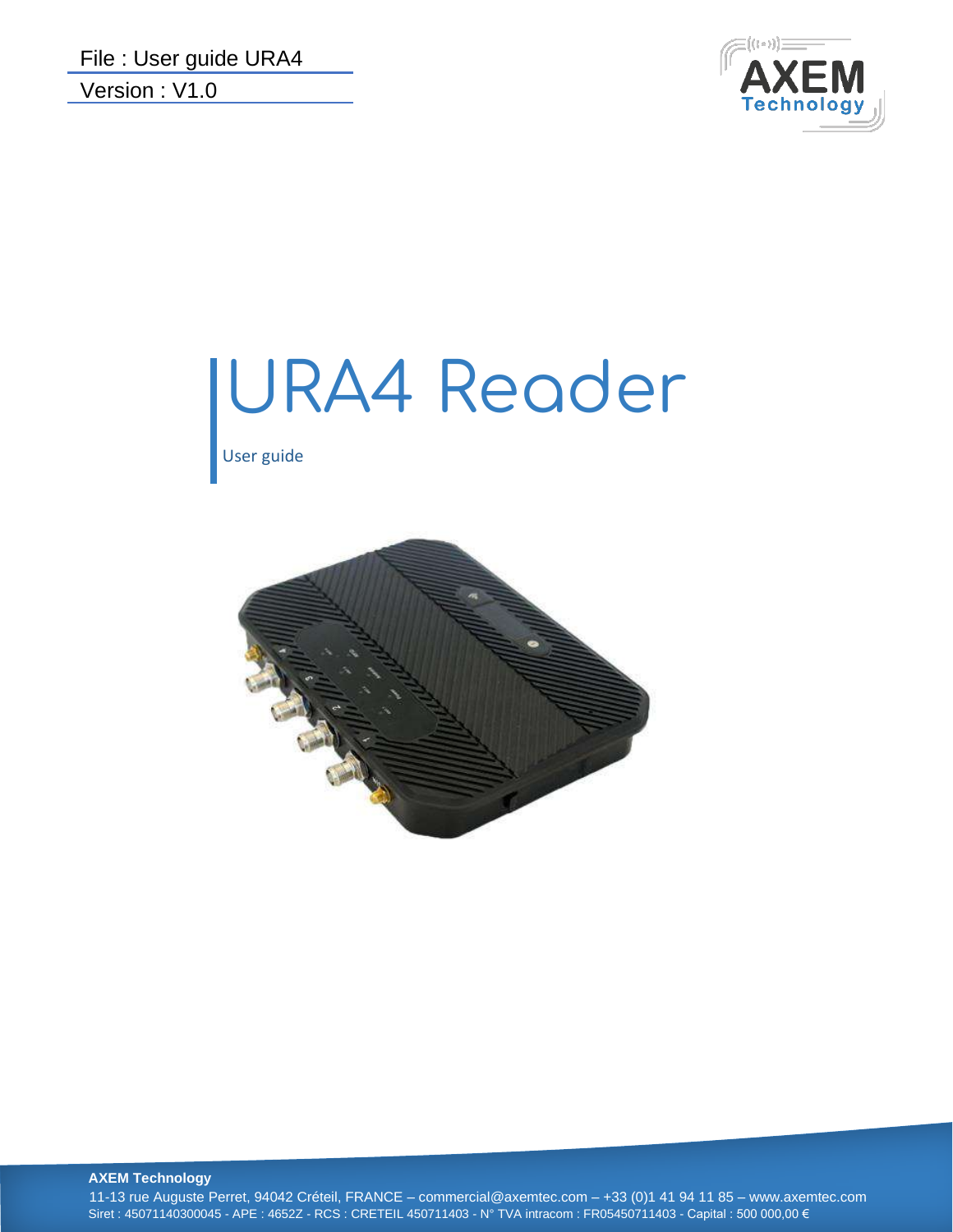File : User guide URA4

Version : V1.0

# URA4 Reader

User guide

**AXEM Technology**

11-13 rue Auguste Perret, 94042 Créteil, FRANCE – commercial@axemtec.com – +33 (0)1 41 94 11 85 – www.axemtec.com

Siret : 45071140300045 - APE : 4652Z - RCS : CRETEIL 450711403 - N° TVA intracom : FR05450711403 - Capital : 500 000,00 €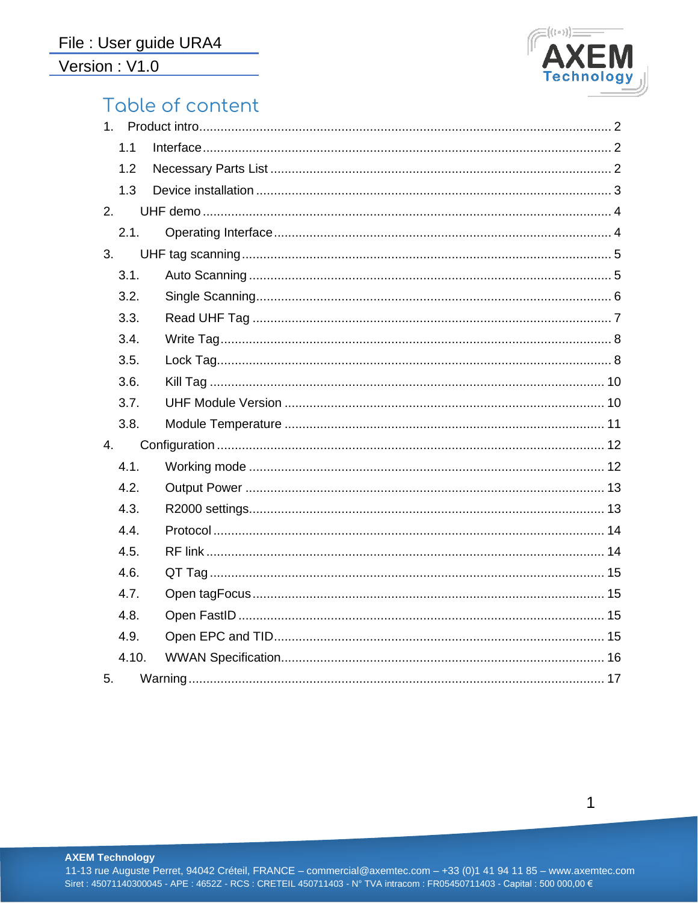# Table of content

1. Product intro.......... 2
   - 1.1 Interface.......... 2
   - 1.2 Necessary Parts List.......... 2
   - 1.3 Device installation.......... 3
2. UHF demo.......... 4
   - 2.1. Operating Interface.......... 4
3. UHF tag scanning.......... 5
   - 3.1. Auto Scanning.......... 5
   - 3.2. Single Scanning.......... 6
   - 3.3. Read UHF Tag.......... 7
   - 3.4. Write Tag.......... 8
   - 3.5. Lock Tag.......... 8
   - 3.6. Kill Tag.......... 10
   - 3.7. UHF Module Version.......... 10
   - 3.8. Module Temperature.......... 11
4. Configuration.......... 12
   - 4.1. Working mode.......... 12
   - 4.2. Output Power.......... 13
   - 4.3. R2000 settings.......... 13
   - 4.4. Protocol.......... 14
   - 4.5. RF link.......... 14
   - 4.6. QT Tag.......... 15
   - 4.7. Open tagFocus.......... 15
   - 4.8. Open FastID.......... 15
   - 4.9. Open EPC and TID.......... 15
   - 4.10. WWAN Specification.......... 16
5. Warning.......... 17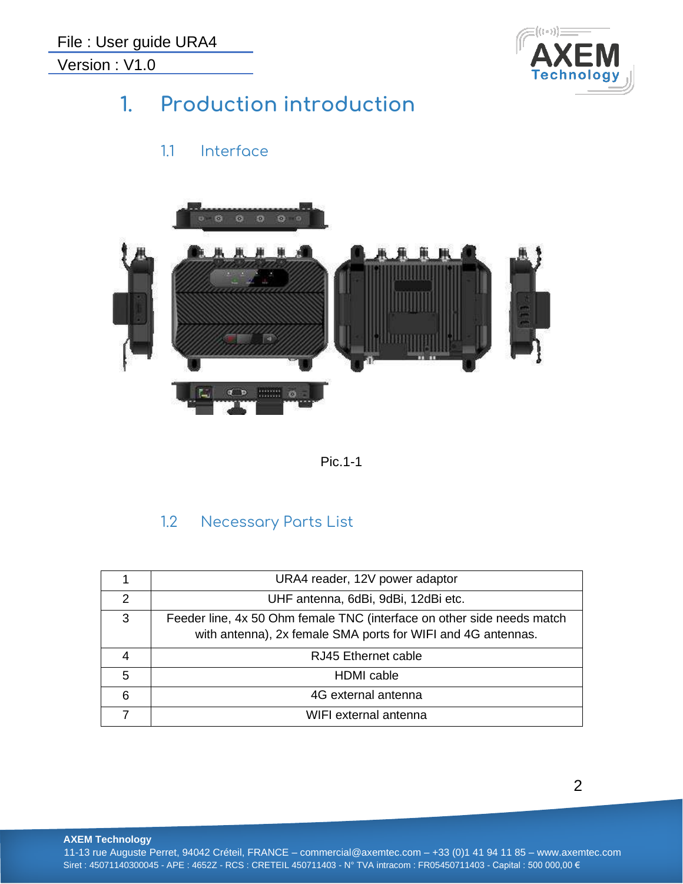# 1. Production introduction

## 1.1 Interface

Pic.1-1

## 1.2 Necessary Parts List

| | |
|---|---|
| 1 | URA4 reader, 12V power adaptor |
| 2 | UHF antenna, 6dBi, 9dBi, 12dBi etc. |
| 3 | Feeder line, 4x 50 Ohm female TNC (interface on other side needs match with antenna), 2x female SMA ports for WIFI and 4G antennas. |
| 4 | RJ45 Ethernet cable |
| 5 | HDMI cable |
| 6 | 4G external antenna |
| 7 | WIFI external antenna |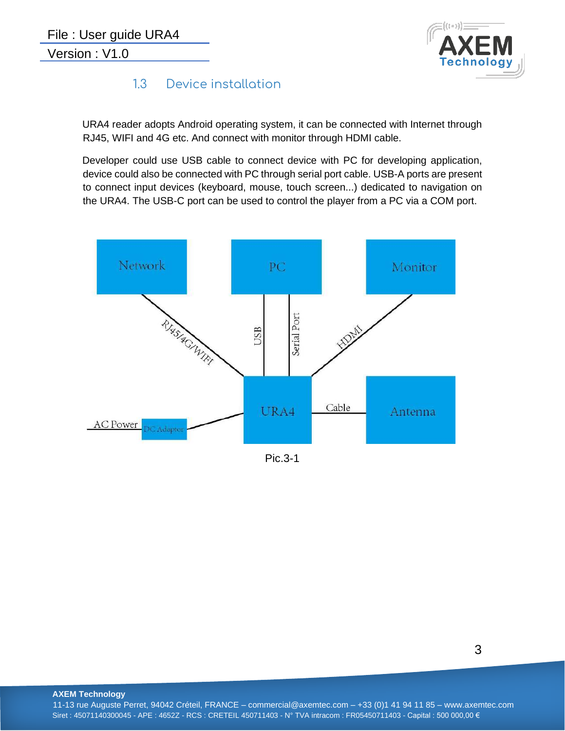## 1.3 Device installation

URA4 reader adopts Android operating system, it can be connected with Internet through RJ45, WIFI and 4G etc. And connect with monitor through HDMI cable.

Developer could use USB cable to connect device with PC for developing application, device could also be connected with PC through serial port cable. USB-A ports are present to connect input devices (keyboard, mouse, touch screen...) dedicated to navigation on the URA4. The USB-C port can be used to control the player from a PC via a COM port.

Network | PC | Monitor

RJ45/4G/WIFI | USB | Serial Port | HDMI

AC Power | DC Adaptor | URA4 | Cable | Antenna

Pic.3-1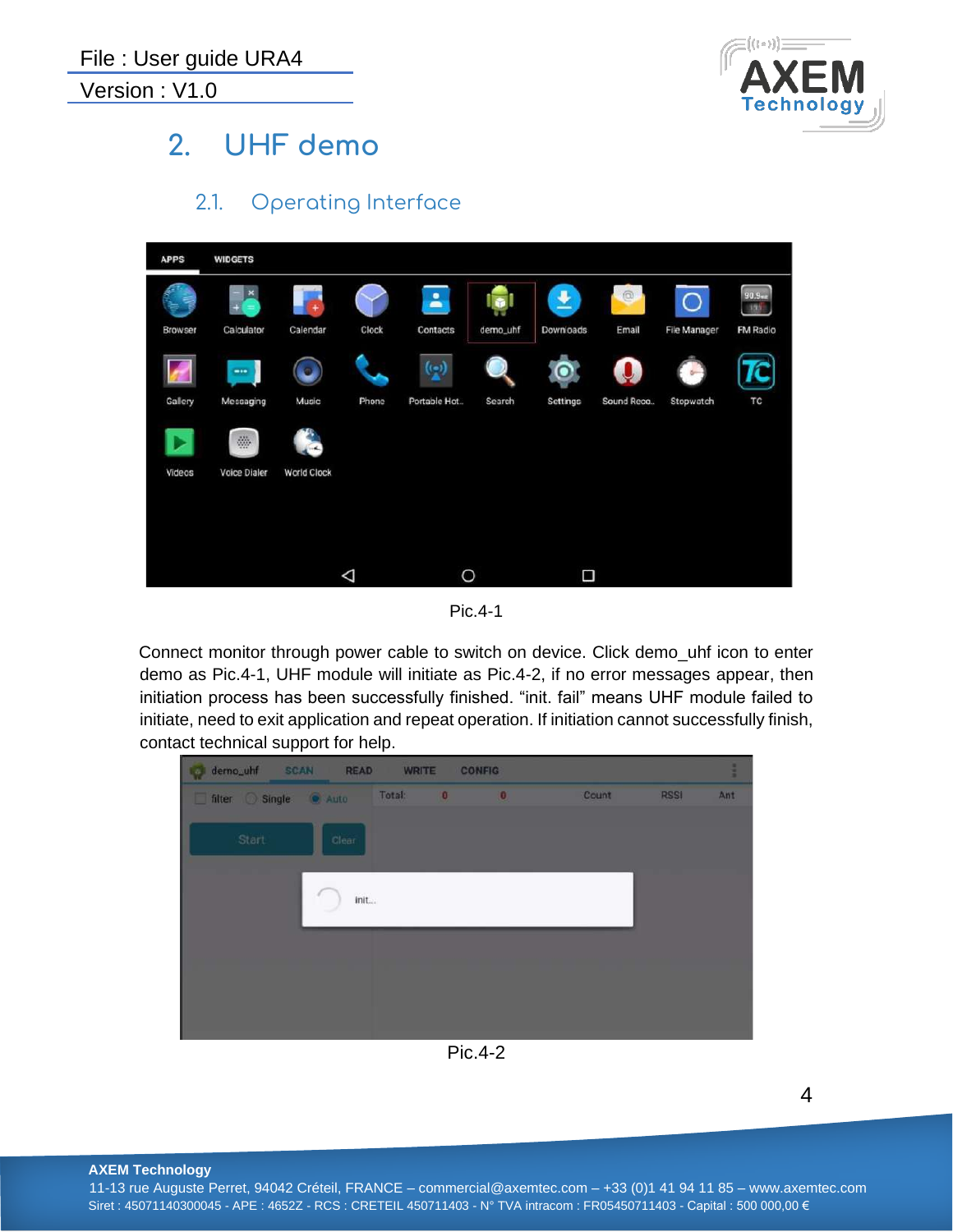# 2. UHF demo

## 2.1. Operating Interface

Pic.4-1

Connect monitor through power cable to switch on device. Click demo_uhf icon to enter demo as Pic.4-1, UHF module will initiate as Pic.4-2, if no error messages appear, then initiation process has been successfully finished. "init. fail" means UHF module failed to initiate, need to exit application and repeat operation. If initiation cannot successfully finish, contact technical support for help.

Pic.4-2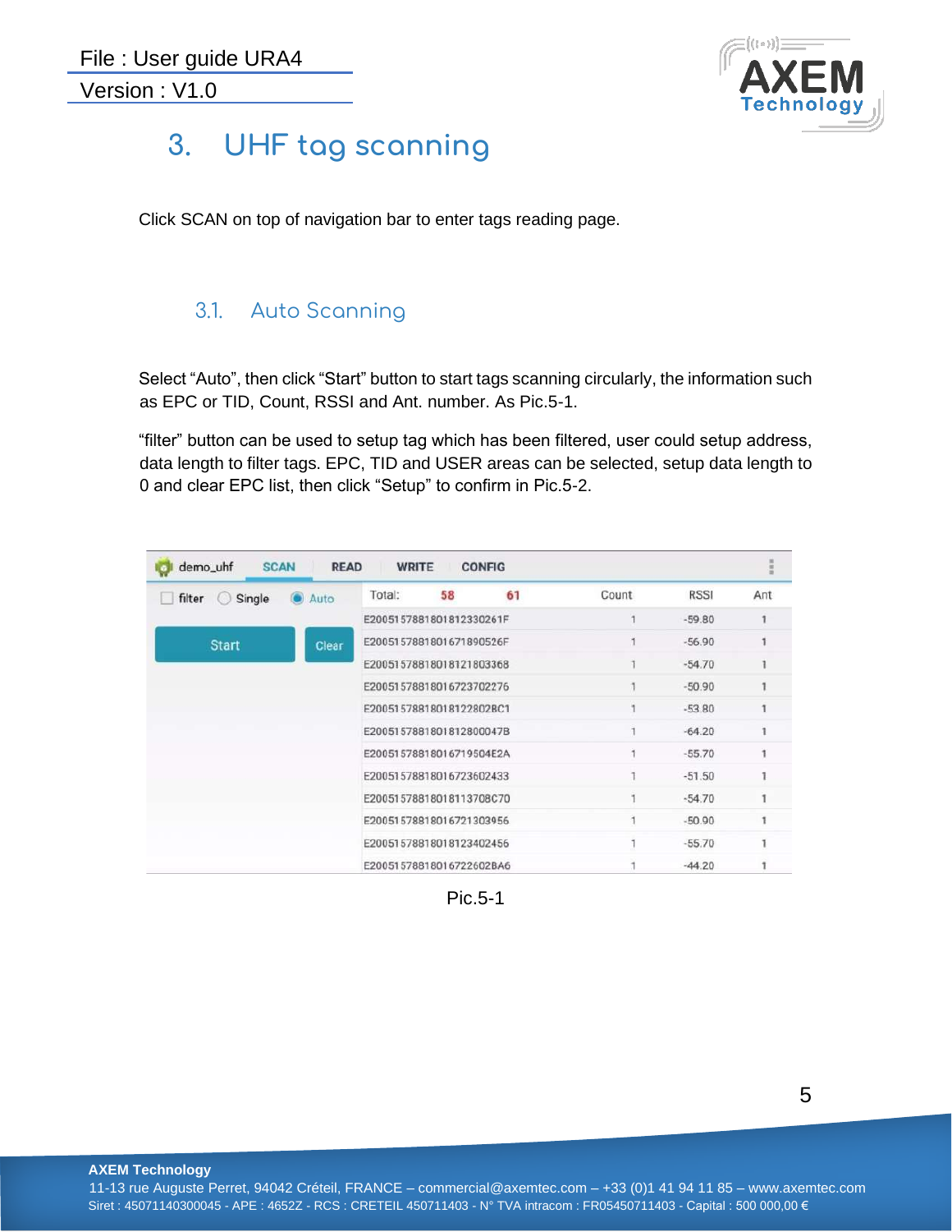# 3. UHF tag scanning

Click SCAN on top of navigation bar to enter tags reading page.

## 3.1. Auto Scanning

Select “Auto”, then click “Start” button to start tags scanning circularly, the information such as EPC or TID, Count, RSSI and Ant. number. As Pic.5-1.

“filter” button can be used to setup tag which has been filtered, user could setup address, data length to filter tags. EPC, TID and USER areas can be selected, setup data length to 0 and clear EPC list, then click “Setup” to confirm in Pic.5-2.

Pic.5-1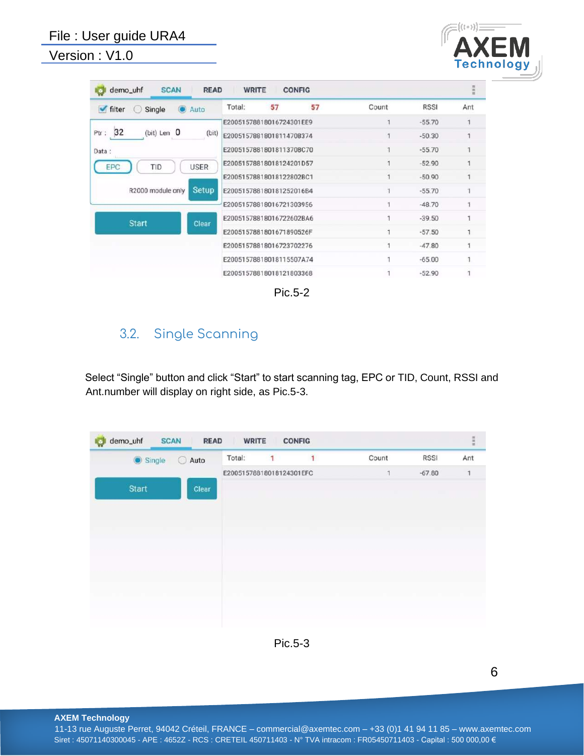Pic.5-2

## 3.2. Single Scanning

Select “Single” button and click “Start” to start scanning tag, EPC or TID, Count, RSSI and Ant.number will display on right side, as Pic.5-3.

Pic.5-3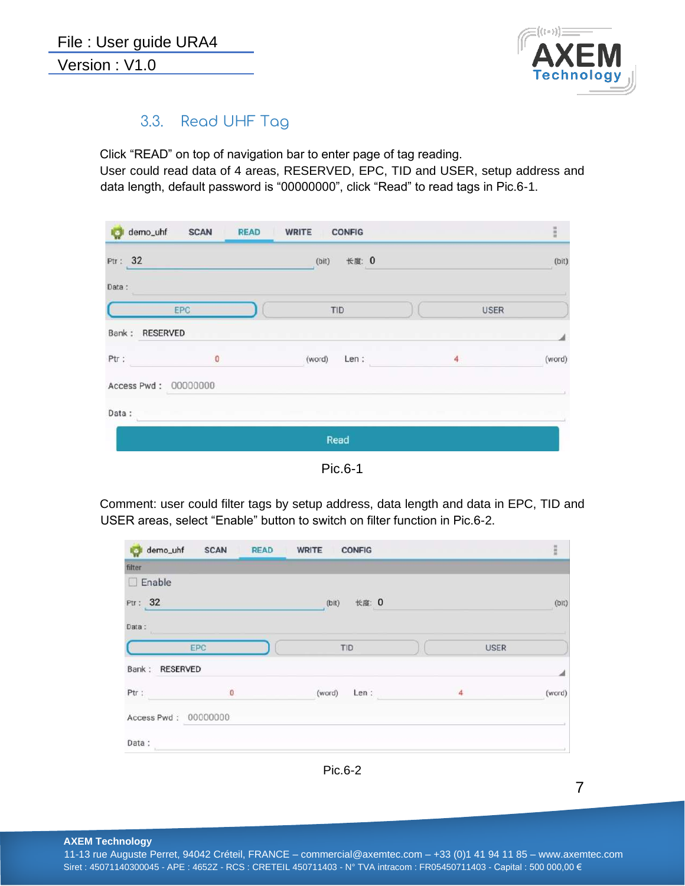## 3.3. Read UHF Tag

Click “READ” on top of navigation bar to enter page of tag reading.
User could read data of 4 areas, RESERVED, EPC, TID and USER, setup address and data length, default password is “00000000”, click “Read” to read tags in Pic.6-1.

Pic.6-1

Comment: user could filter tags by setup address, data length and data in EPC, TID and USER areas, select “Enable” button to switch on filter function in Pic.6-2.

Pic.6-2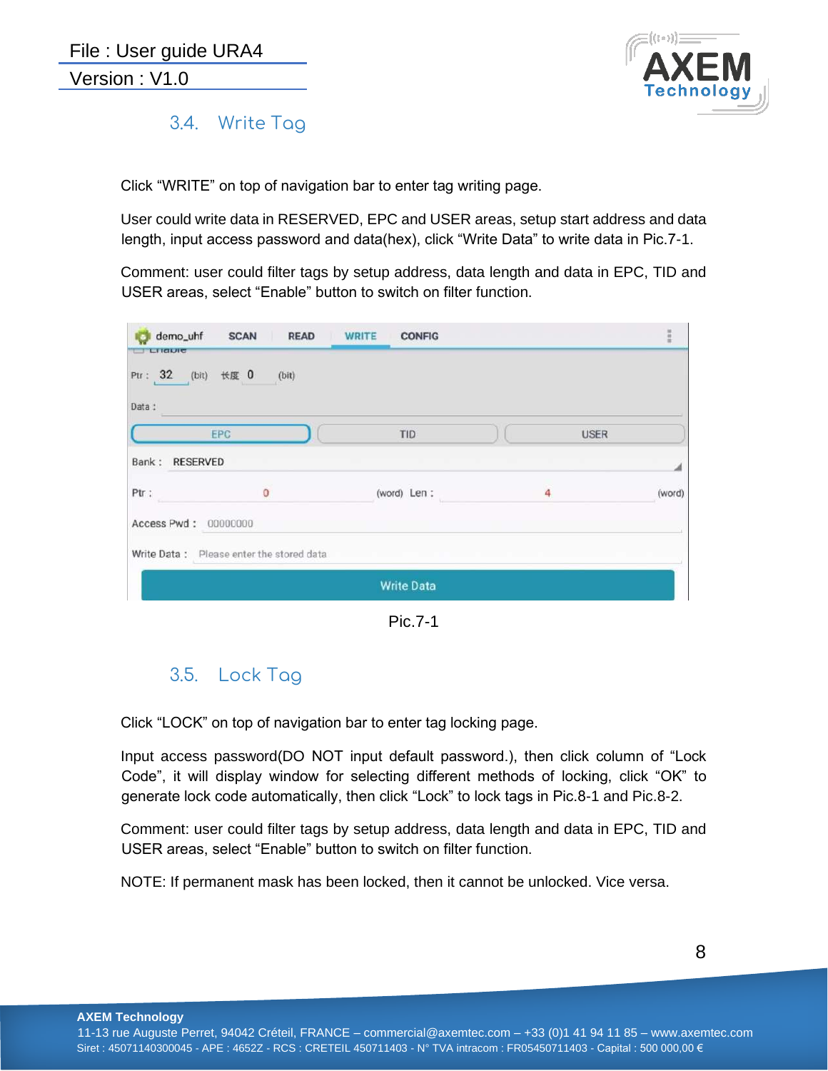## 3.4. Write Tag

Click “WRITE” on top of navigation bar to enter tag writing page.

User could write data in RESERVED, EPC and USER areas, setup start address and data length, input access password and data(hex), click “Write Data” to write data in Pic.7-1.

Comment: user could filter tags by setup address, data length and data in EPC, TID and USER areas, select “Enable” button to switch on filter function.

Pic.7-1

## 3.5. Lock Tag

Click “LOCK” on top of navigation bar to enter tag locking page.

Input access password(DO NOT input default password.), then click column of “Lock Code”, it will display window for selecting different methods of locking, click “OK” to generate lock code automatically, then click “Lock” to lock tags in Pic.8-1 and Pic.8-2.

Comment: user could filter tags by setup address, data length and data in EPC, TID and USER areas, select “Enable” button to switch on filter function.

NOTE: If permanent mask has been locked, then it cannot be unlocked. Vice versa.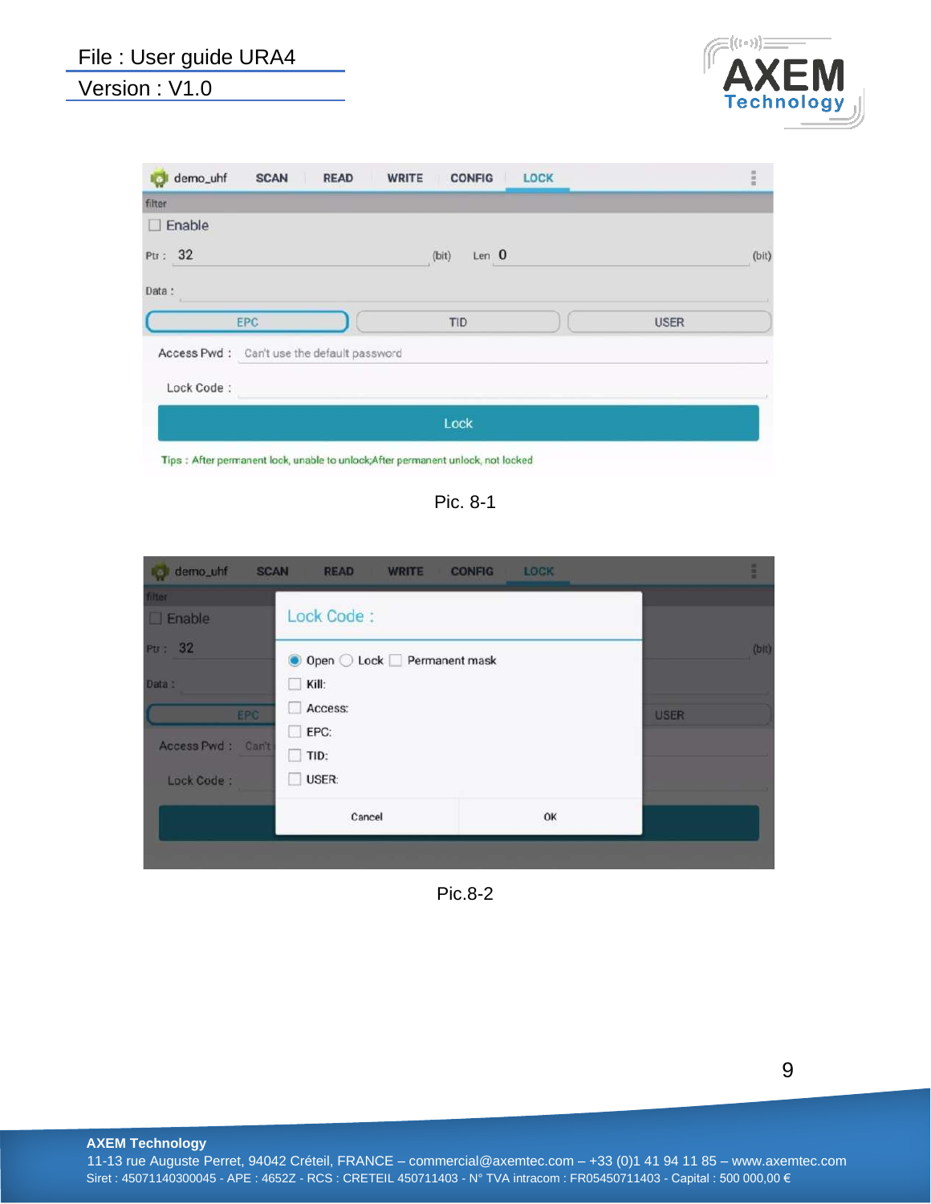Pic. 8-1

Pic.8-2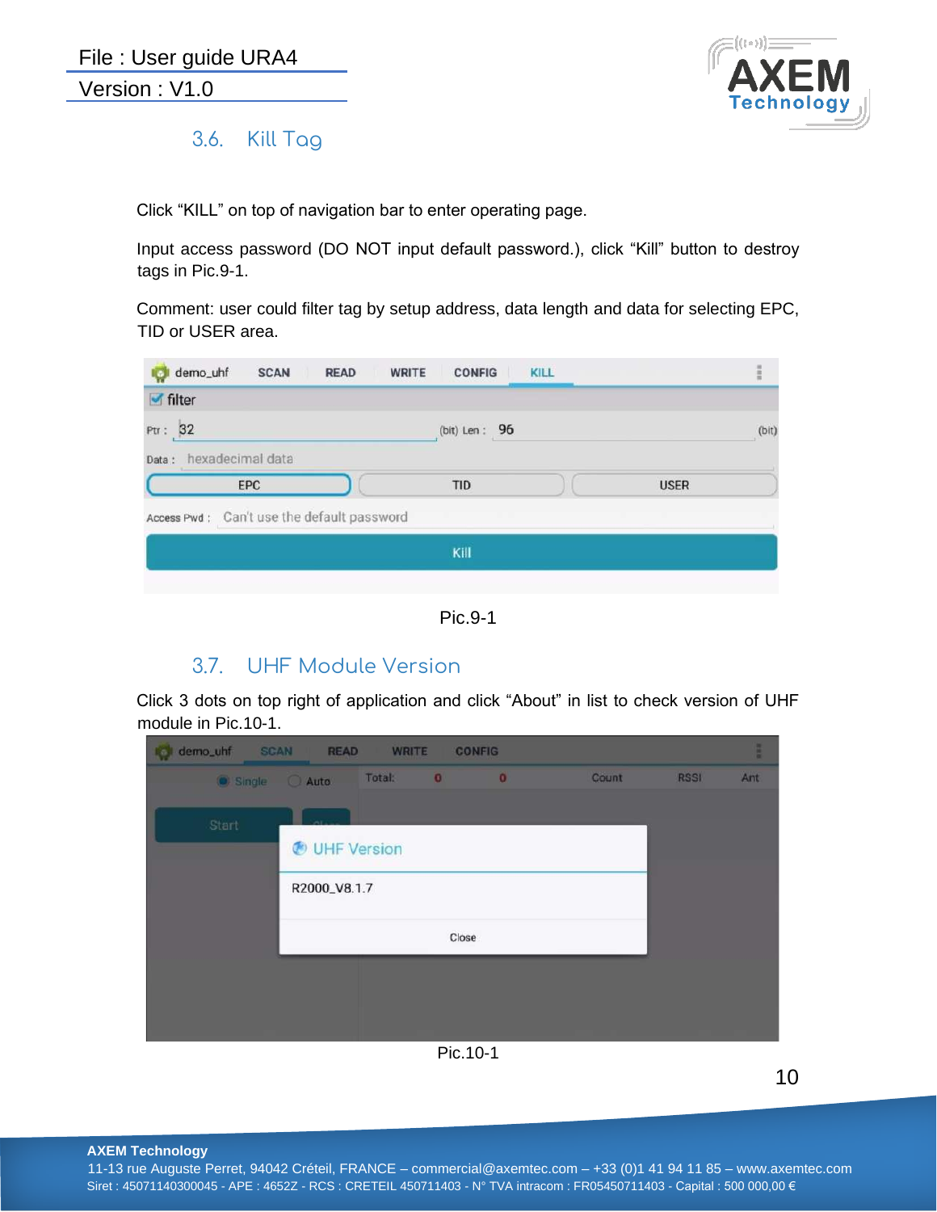## 3.6. Kill Tag

Click “KILL” on top of navigation bar to enter operating page.

Input access password (DO NOT input default password.), click “Kill” button to destroy tags in Pic.9-1.

Comment: user could filter tag by setup address, data length and data for selecting EPC, TID or USER area.

Pic.9-1

## 3.7. UHF Module Version

Click 3 dots on top right of application and click “About” in list to check version of UHF module in Pic.10-1.

Pic.10-1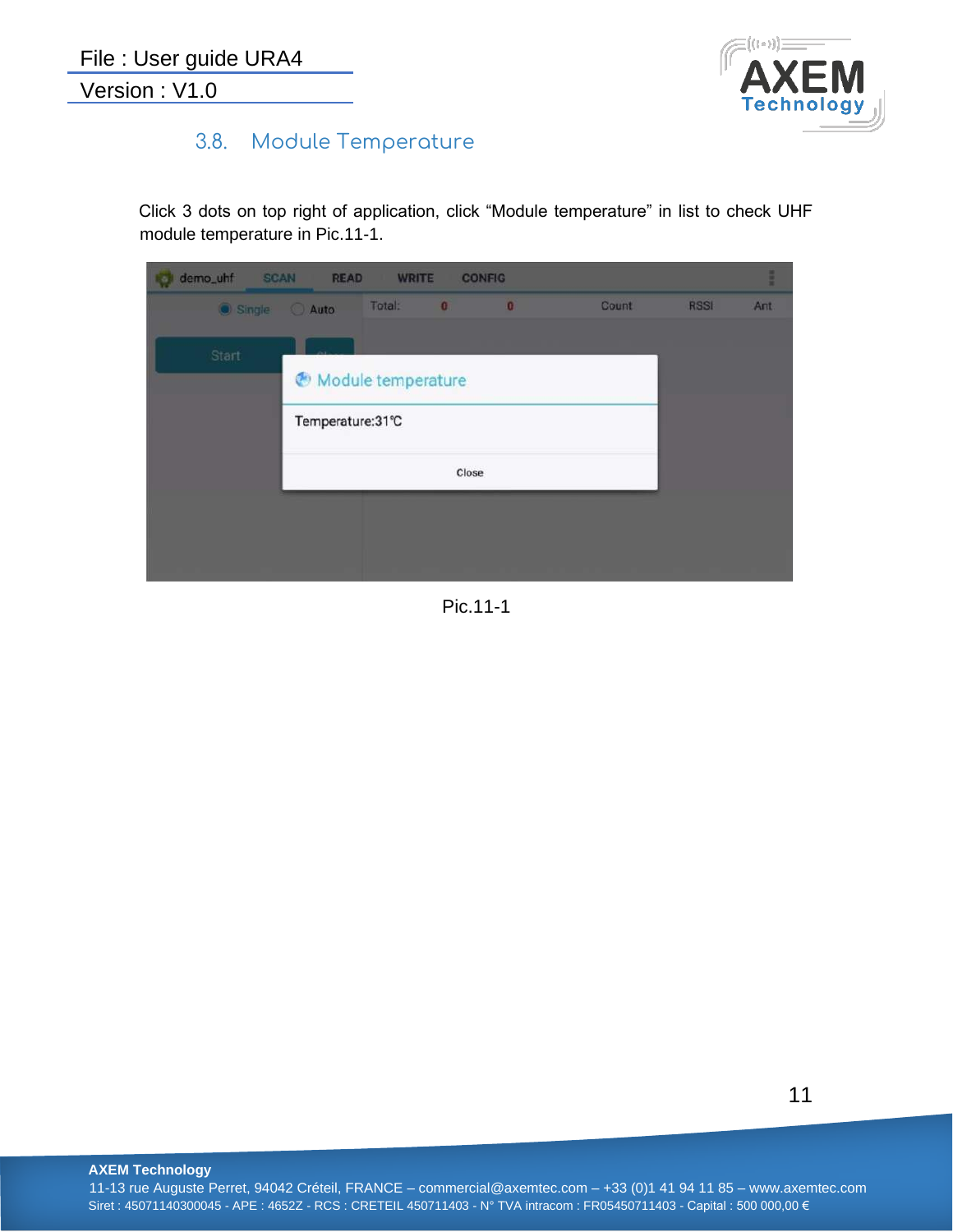## 3.8. Module Temperature

Click 3 dots on top right of application, click “Module temperature” in list to check UHF module temperature in Pic.11-1.

Pic.11-1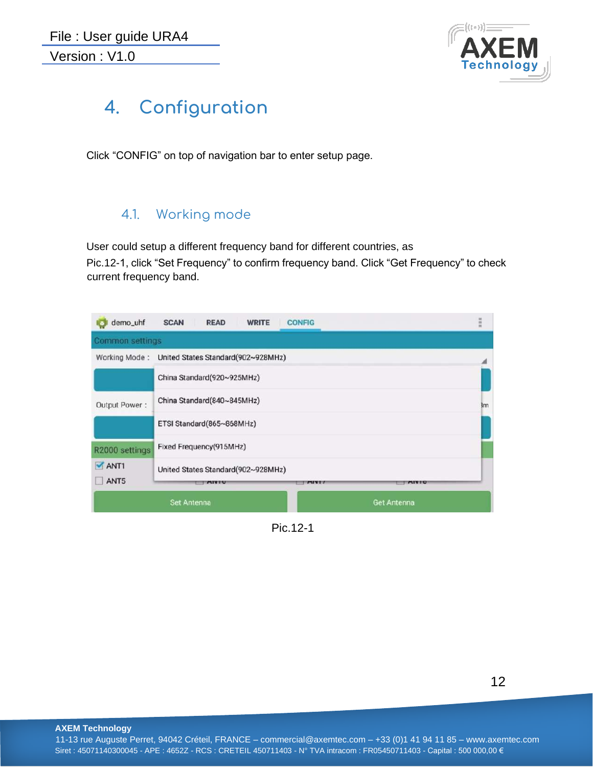# 4. Configuration

Click “CONFIG” on top of navigation bar to enter setup page.

## 4.1. Working mode

User could setup a different frequency band for different countries, as Pic.12-1, click “Set Frequency” to confirm frequency band. Click “Get Frequency” to check current frequency band.

Pic.12-1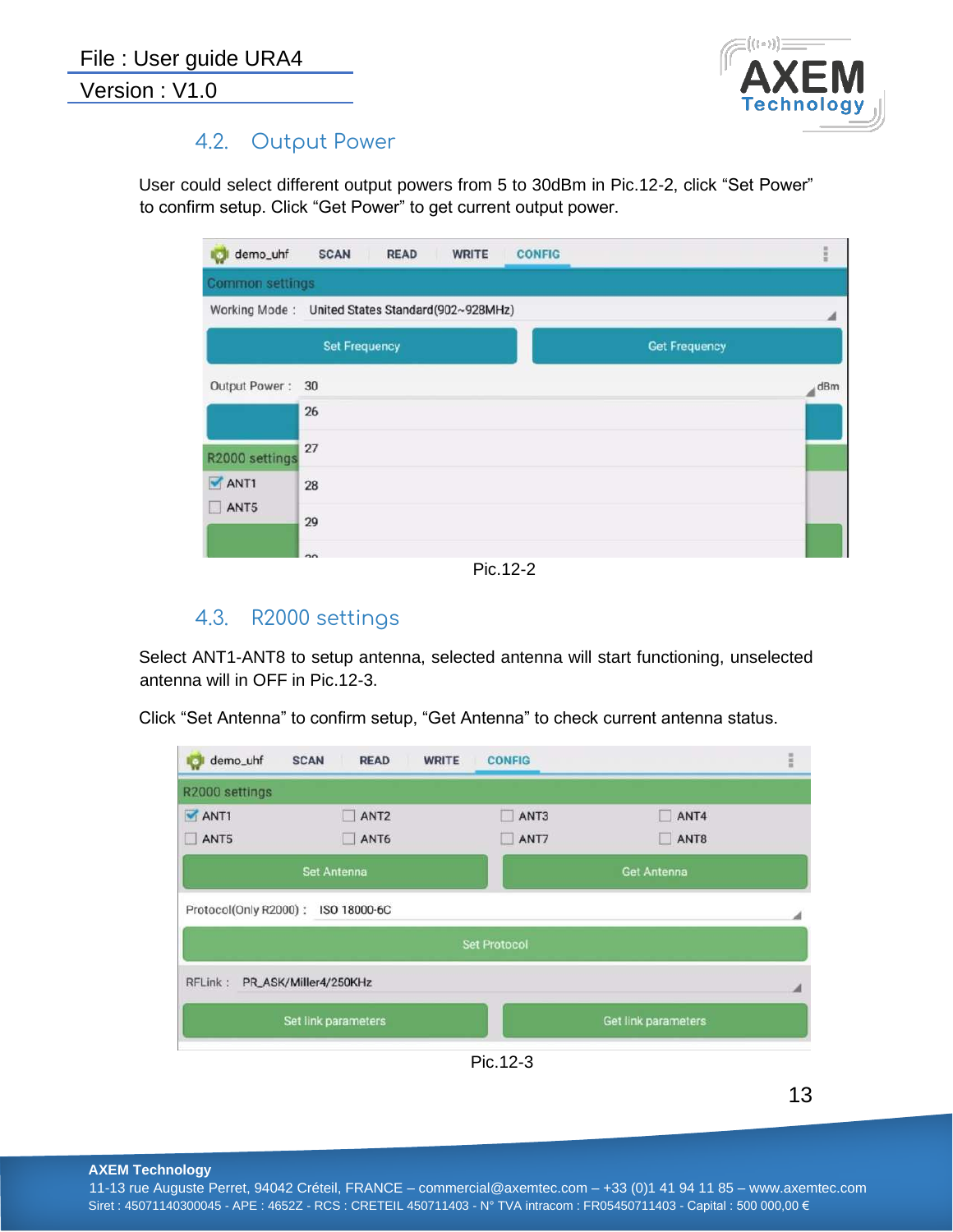## 4.2. Output Power

User could select different output powers from 5 to 30dBm in Pic.12-2, click “Set Power” to confirm setup. Click “Get Power” to get current output power.

Pic.12-2

## 4.3. R2000 settings

Select ANT1-ANT8 to setup antenna, selected antenna will start functioning, unselected antenna will in OFF in Pic.12-3.

Click “Set Antenna” to confirm setup, “Get Antenna” to check current antenna status.

Pic.12-3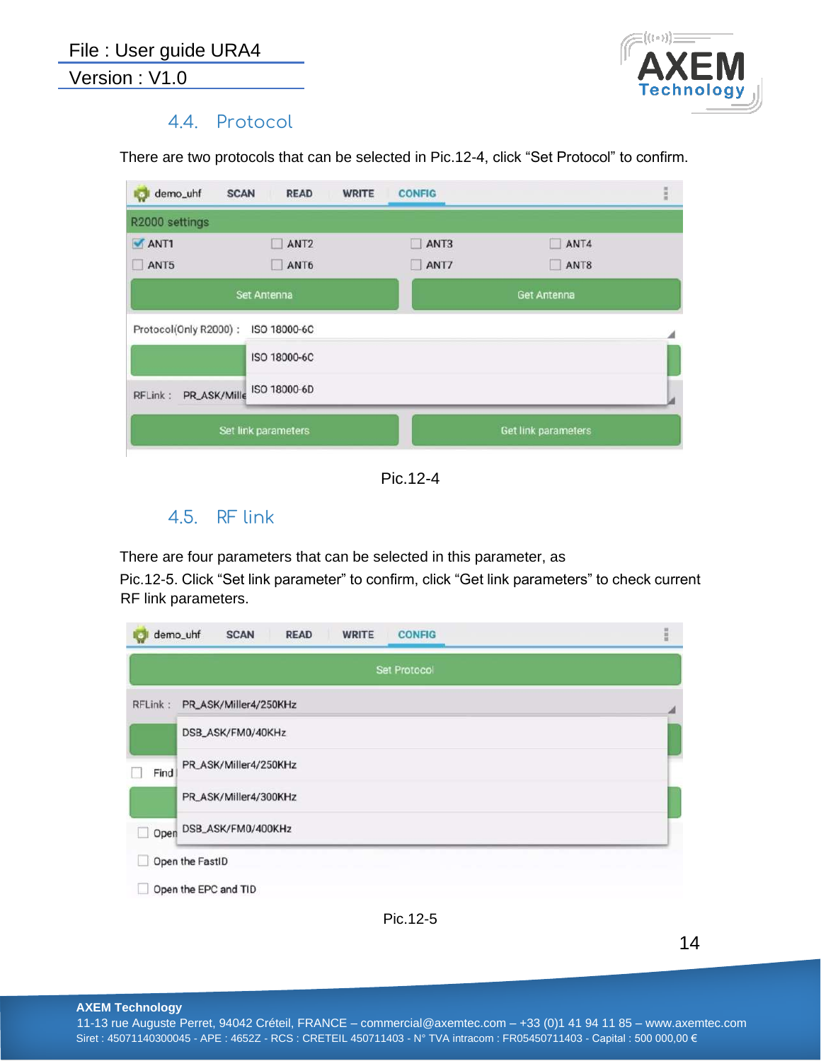### 4.4. Protocol

There are two protocols that can be selected in Pic.12-4, click "Set Protocol" to confirm.

Pic.12-4

### 4.5. RF link

There are four parameters that can be selected in this parameter, as
Pic.12-5. Click "Set link parameter" to confirm, click "Get link parameters" to check current RF link parameters.

Pic.12-5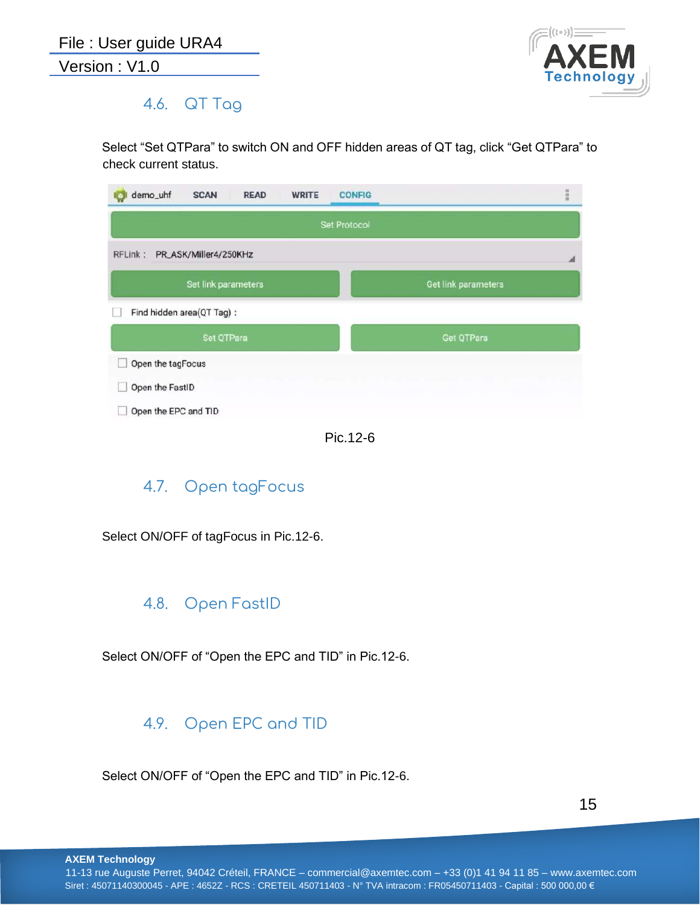## 4.6. QT Tag

Select “Set QTPara” to switch ON and OFF hidden areas of QT tag, click “Get QTPara” to check current status.

Pic.12-6

## 4.7. Open tagFocus

Select ON/OFF of tagFocus in Pic.12-6.

## 4.8. Open FastID

Select ON/OFF of “Open the EPC and TID” in Pic.12-6.

## 4.9. Open EPC and TID

Select ON/OFF of “Open the EPC and TID” in Pic.12-6.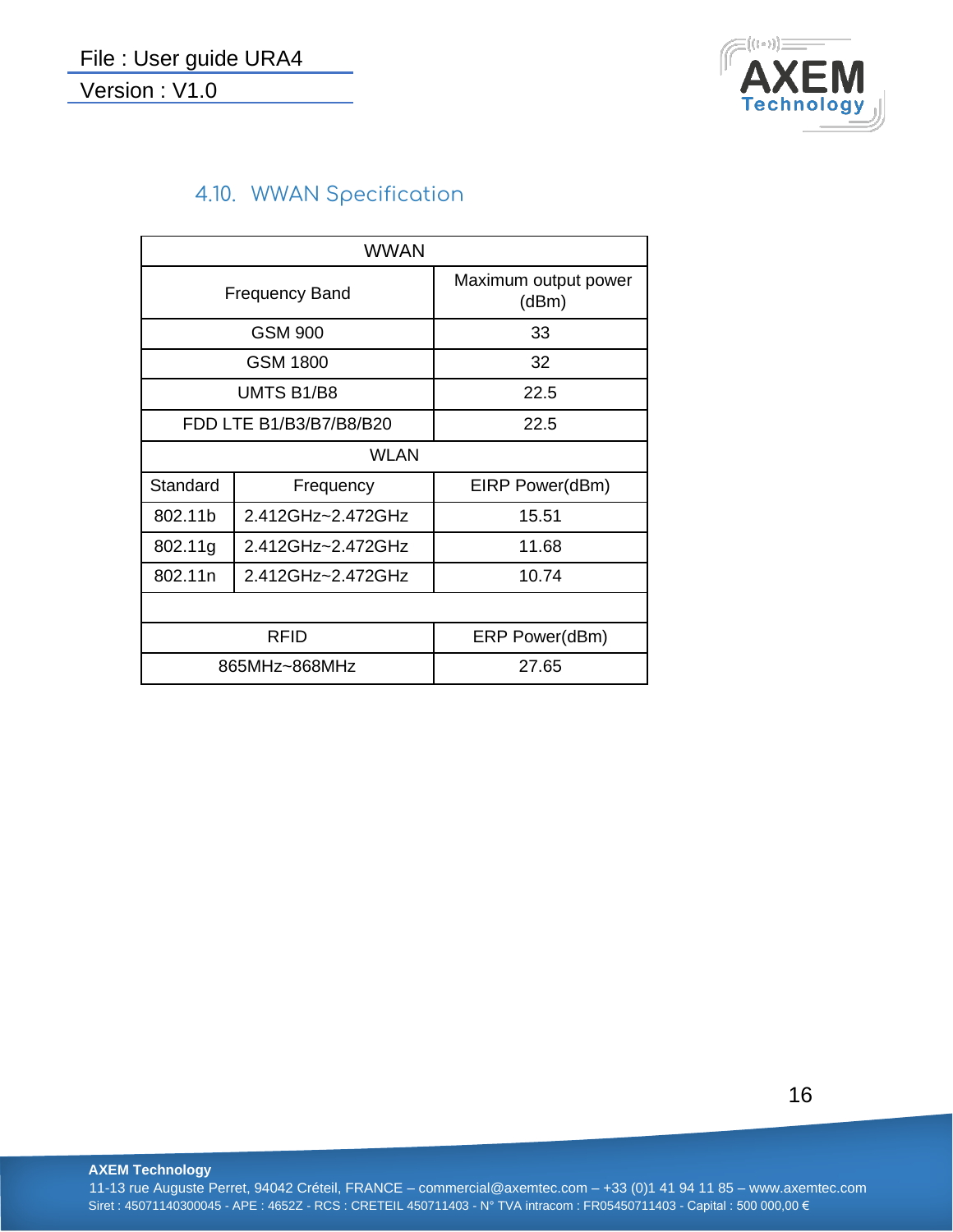## 4.10. WWAN Specification

| WWAN | | |
|---|---|---|
| Frequency Band | | Maximum output power (dBm) |
| GSM 900 | | 33 |
| GSM 1800 | | 32 |
| UMTS B1/B8 | | 22.5 |
| FDD LTE B1/B3/B7/B8/B20 | | 22.5 |
| WLAN | | |
| Standard | Frequency | EIRP Power(dBm) |
| 802.11b | 2.412GHz~2.472GHz | 15.51 |
| 802.11g | 2.412GHz~2.472GHz | 11.68 |
| 802.11n | 2.412GHz~2.472GHz | 10.74 |
| | | |
| RFID | | ERP Power(dBm) |
| 865MHz~868MHz | | 27.65 |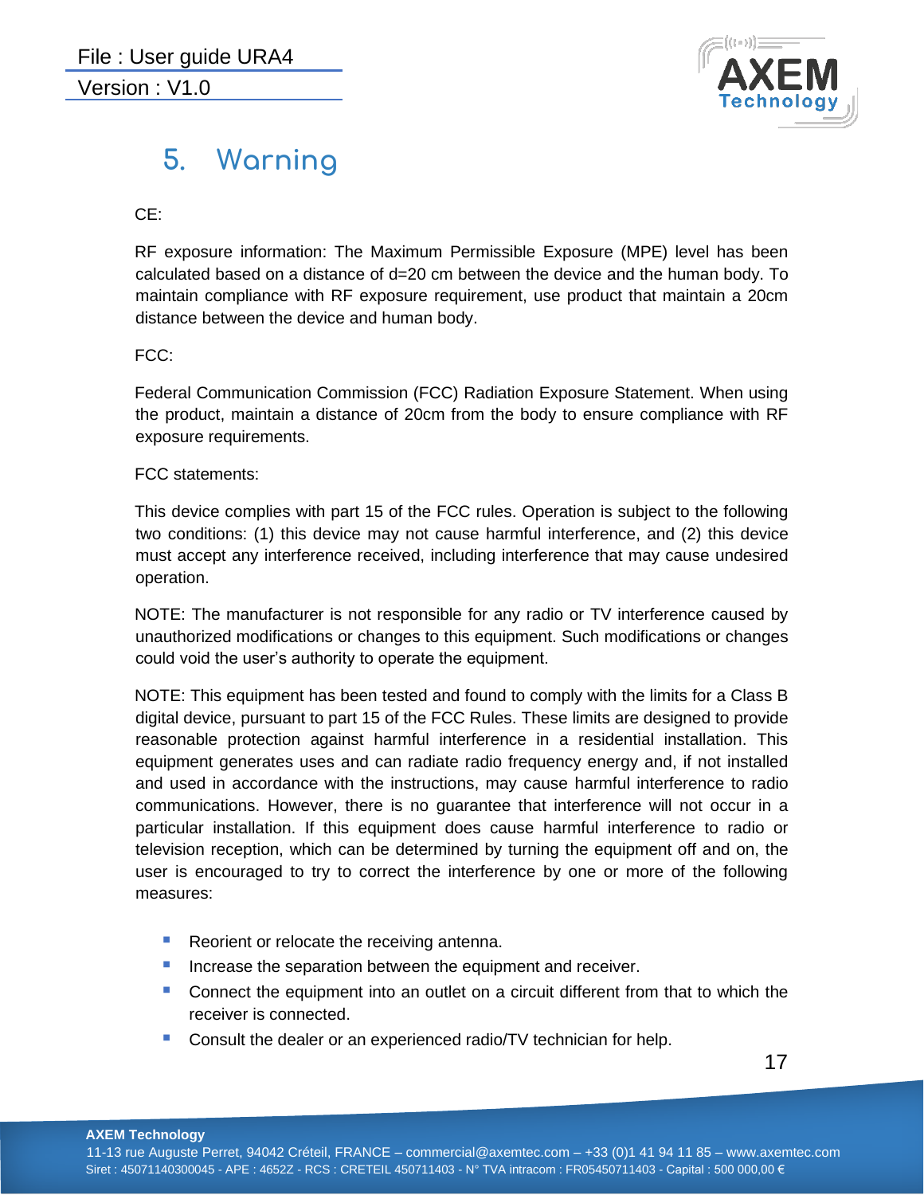# 5. Warning

CE:

RF exposure information: The Maximum Permissible Exposure (MPE) level has been calculated based on a distance of d=20 cm between the device and the human body. To maintain compliance with RF exposure requirement, use product that maintain a 20cm distance between the device and human body.

FCC:

Federal Communication Commission (FCC) Radiation Exposure Statement. When using the product, maintain a distance of 20cm from the body to ensure compliance with RF exposure requirements.

FCC statements:

This device complies with part 15 of the FCC rules. Operation is subject to the following two conditions: (1) this device may not cause harmful interference, and (2) this device must accept any interference received, including interference that may cause undesired operation.

NOTE: The manufacturer is not responsible for any radio or TV interference caused by unauthorized modifications or changes to this equipment. Such modifications or changes could void the user's authority to operate the equipment.

NOTE: This equipment has been tested and found to comply with the limits for a Class B digital device, pursuant to part 15 of the FCC Rules. These limits are designed to provide reasonable protection against harmful interference in a residential installation. This equipment generates uses and can radiate radio frequency energy and, if not installed and used in accordance with the instructions, may cause harmful interference to radio communications. However, there is no guarantee that interference will not occur in a particular installation. If this equipment does cause harmful interference to radio or television reception, which can be determined by turning the equipment off and on, the user is encouraged to try to correct the interference by one or more of the following measures:

- Reorient or relocate the receiving antenna.
- Increase the separation between the equipment and receiver.
- Connect the equipment into an outlet on a circuit different from that to which the receiver is connected.
- Consult the dealer or an experienced radio/TV technician for help.